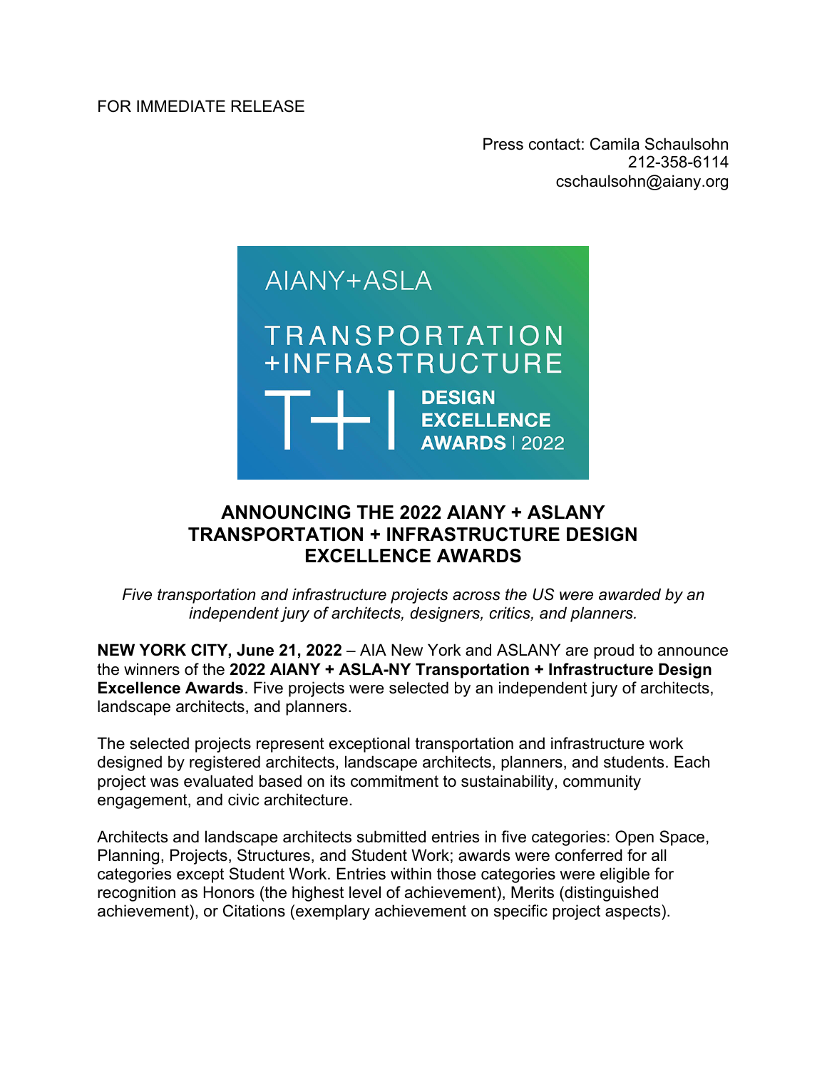FOR IMMEDIATE RELEASE

Press contact: Camila Schaulsohn
212-358-6114
cschaulsohn@aiany.org

AIANY+ASLA

TRANSPORTATION +INFRASTRUCTURE

T+I DESIGN EXCELLENCE AWARDS | 2022

# ANNOUNCING THE 2022 AIANY + ASLANY TRANSPORTATION + INFRASTRUCTURE DESIGN EXCELLENCE AWARDS

*Five transportation and infrastructure projects across the US were awarded by an independent jury of architects, designers, critics, and planners.*

**NEW YORK CITY, June 21, 2022** – AIA New York and ASLANY are proud to announce the winners of the **2022 AIANY + ASLA-NY Transportation + Infrastructure Design Excellence Awards**. Five projects were selected by an independent jury of architects, landscape architects, and planners.

The selected projects represent exceptional transportation and infrastructure work designed by registered architects, landscape architects, planners, and students. Each project was evaluated based on its commitment to sustainability, community engagement, and civic architecture.

Architects and landscape architects submitted entries in five categories: Open Space, Planning, Projects, Structures, and Student Work; awards were conferred for all categories except Student Work. Entries within those categories were eligible for recognition as Honors (the highest level of achievement), Merits (distinguished achievement), or Citations (exemplary achievement on specific project aspects).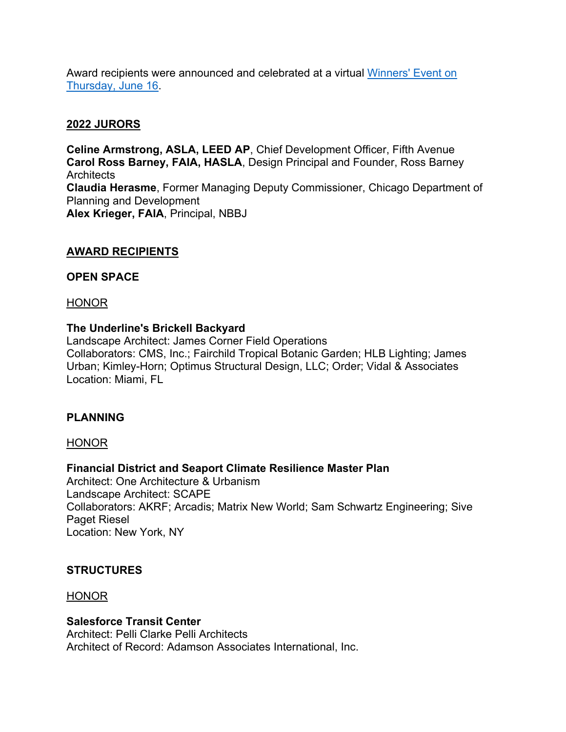Award recipients were announced and celebrated at a virtual [Winners' Event on Thursday, June 16](#).

## 2022 JURORS

**Celine Armstrong, ASLA, LEED AP**, Chief Development Officer, Fifth Avenue
**Carol Ross Barney, FAIA, HASLA**, Design Principal and Founder, Ross Barney Architects
**Claudia Herasme**, Former Managing Deputy Commissioner, Chicago Department of Planning and Development
**Alex Krieger, FAIA**, Principal, NBBJ

## AWARD RECIPIENTS

### OPEN SPACE

HONOR

**The Underline's Brickell Backyard**
Landscape Architect: James Corner Field Operations
Collaborators: CMS, Inc.; Fairchild Tropical Botanic Garden; HLB Lighting; James Urban; Kimley-Horn; Optimus Structural Design, LLC; Order; Vidal & Associates
Location: Miami, FL

### PLANNING

HONOR

**Financial District and Seaport Climate Resilience Master Plan**
Architect: One Architecture & Urbanism
Landscape Architect: SCAPE
Collaborators: AKRF; Arcadis; Matrix New World; Sam Schwartz Engineering; Sive Paget Riesel
Location: New York, NY

### STRUCTURES

HONOR

**Salesforce Transit Center**
Architect: Pelli Clarke Pelli Architects
Architect of Record: Adamson Associates International, Inc.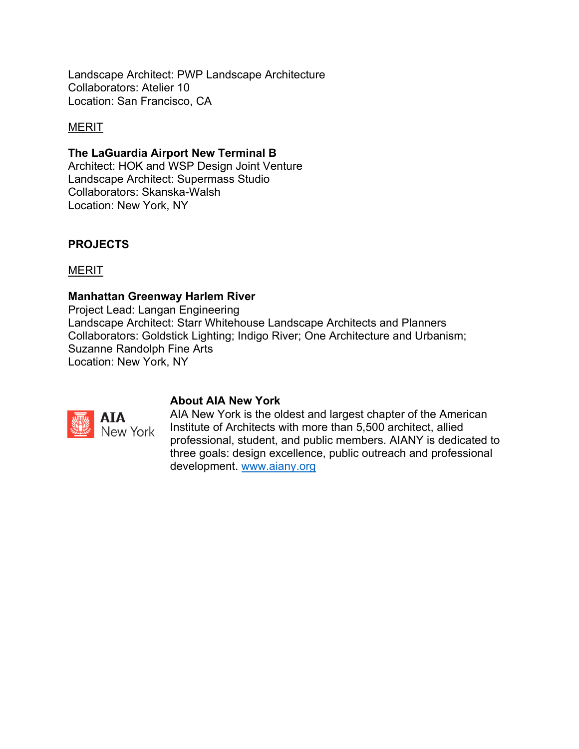Landscape Architect: PWP Landscape Architecture
Collaborators: Atelier 10
Location: San Francisco, CA

MERIT

**The LaGuardia Airport New Terminal B**
Architect: HOK and WSP Design Joint Venture
Landscape Architect: Supermass Studio
Collaborators: Skanska-Walsh
Location: New York, NY

## PROJECTS

MERIT

**Manhattan Greenway Harlem River**
Project Lead: Langan Engineering
Landscape Architect: Starr Whitehouse Landscape Architects and Planners
Collaborators: Goldstick Lighting; Indigo River; One Architecture and Urbanism; Suzanne Randolph Fine Arts
Location: New York, NY

AIA New York

**About AIA New York**
AIA New York is the oldest and largest chapter of the American Institute of Architects with more than 5,500 architect, allied professional, student, and public members. AIANY is dedicated to three goals: design excellence, public outreach and professional development. [www.aiany.org](http://www.aiany.org)